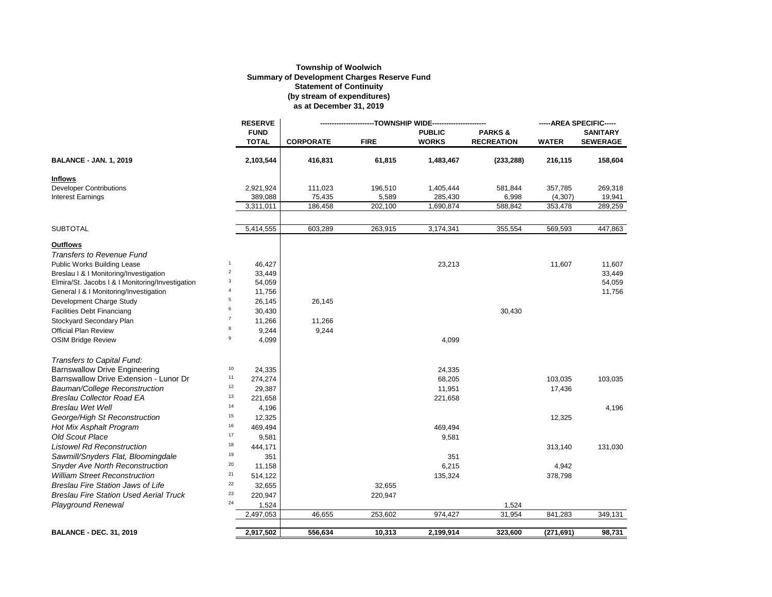**Township of Woolwich**
**Summary of Development Charges Reserve Fund**
**Statement of Continuity**
**(by stream of expenditures)**
**as at December 31, 2019**

| | | RESERVE FUND TOTAL | -----TOWNSHIP WIDE----- | | | | -----AREA SPECIFIC----- | |
|---|---|---|---|---|---|---|---|---|
| | | | CORPORATE | FIRE | PUBLIC WORKS | PARKS & RECREATION | WATER | SANITARY SEWERAGE |
| **BALANCE - JAN. 1, 2019** | | **2,103,544** | **416,831** | **61,815** | **1,483,467** | **(233,288)** | **216,115** | **158,604** |
| **Inflows** | | | | | | | | |
| Developer Contributions | | 2,921,924 | 111,023 | 196,510 | 1,405,444 | 581,844 | 357,785 | 269,318 |
| Interest Earnings | | 389,088 | 75,435 | 5,589 | 285,430 | 6,998 | (4,307) | 19,941 |
| | | 3,311,011 | 186,458 | 202,100 | 1,690,874 | 588,842 | 353,478 | 289,259 |
| SUBTOTAL | | 5,414,555 | 603,289 | 263,915 | 3,174,341 | 355,554 | 569,593 | 447,863 |
| **Outflows** | | | | | | | | |
| *Transfers to Revenue Fund* | | | | | | | | |
| Public Works Building Lease | 1 | 46,427 | | | 23,213 | | 11,607 | 11,607 |
| Breslau I & I Monitoring/Investigation | 2 | 33,449 | | | | | | 33,449 |
| Elmira/St. Jacobs I & I Monitoring/Investigation | 3 | 54,059 | | | | | | 54,059 |
| General I & I Monitoring/Investigation | 4 | 11,756 | | | | | | 11,756 |
| Development Charge Study | 5 | 26,145 | 26,145 | | | | | |
| Facilities Debt Financiang | 6 | 30,430 | | | | 30,430 | | |
| Stockyard Secondary Plan | 7 | 11,266 | 11,266 | | | | | |
| Official Plan Review | 8 | 9,244 | 9,244 | | | | | |
| OSIM Bridge Review | 9 | 4,099 | | | 4,099 | | | |
| *Transfers to Capital Fund:* | | | | | | | | |
| Barnswallow Drive Engineering | 10 | 24,335 | | | 24,335 | | | |
| Barnswallow Drive Extension - Lunor Dr | 11 | 274,274 | | | 68,205 | | 103,035 | 103,035 |
| *Bauman/College Reconstruction* | 12 | 29,387 | | | 11,951 | | 17,436 | |
| *Breslau Collector Road EA* | 13 | 221,658 | | | 221,658 | | | |
| *Breslau Wet Well* | 14 | 4,196 | | | | | | 4,196 |
| *George/High St Reconstruction* | 15 | 12,325 | | | | | 12,325 | |
| *Hot Mix Asphalt Program* | 16 | 469,494 | | | 469,494 | | | |
| *Old Scout Place* | 17 | 9,581 | | | 9,581 | | | |
| *Listowel Rd Reconstruction* | 18 | 444,171 | | | | | 313,140 | 131,030 |
| *Sawmill/Snyders Flat, Bloomingdale* | 19 | 351 | | | 351 | | | |
| *Snyder Ave North Reconstruction* | 20 | 11,158 | | | 6,215 | | 4,942 | |
| *William Street Reconstruction* | 21 | 514,122 | | | 135,324 | | 378,798 | |
| *Breslau Fire Station Jaws of Life* | 22 | 32,655 | | 32,655 | | | | |
| *Breslau Fire Station Used Aerial Truck* | 23 | 220,947 | | 220,947 | | | | |
| *Playground Renewal* | 24 | 1,524 | | | | 1,524 | | |
| | | 2,497,053 | 46,655 | 253,602 | 974,427 | 31,954 | 841,283 | 349,131 |
| **BALANCE - DEC. 31, 2019** | | **2,917,502** | **556,634** | **10,313** | **2,199,914** | **323,600** | **(271,691)** | **98,731** |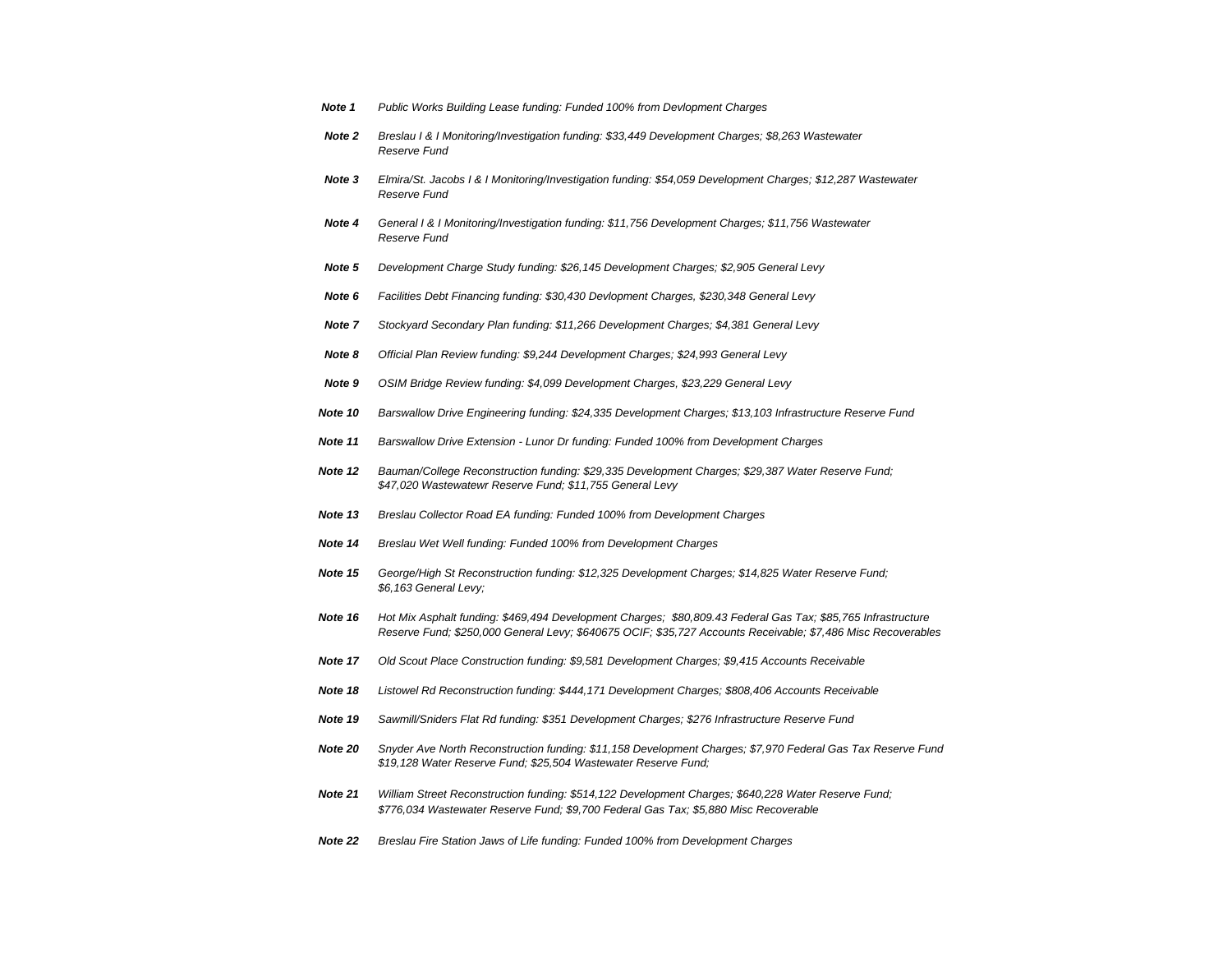***Note 1*** *Public Works Building Lease funding: Funded 100% from Devlopment Charges*

***Note 2*** *Breslau I & I Monitoring/Investigation funding: $33,449 Development Charges; $8,263 Wastewater Reserve Fund*

***Note 3*** *Elmira/St. Jacobs I & I Monitoring/Investigation funding: $54,059 Development Charges; $12,287 Wastewater Reserve Fund*

***Note 4*** *General I & I Monitoring/Investigation funding: $11,756 Development Charges; $11,756 Wastewater Reserve Fund*

***Note 5*** *Development Charge Study funding: $26,145 Development Charges; $2,905 General Levy*

***Note 6*** *Facilities Debt Financing funding: $30,430 Devlopment Charges, $230,348 General Levy*

***Note 7*** *Stockyard Secondary Plan funding: $11,266 Development Charges; $4,381 General Levy*

***Note 8*** *Official Plan Review funding: $9,244 Development Charges; $24,993 General Levy*

***Note 9*** *OSIM Bridge Review funding: $4,099 Development Charges, $23,229 General Levy*

***Note 10*** *Barswallow Drive Engineering funding: $24,335 Development Charges; $13,103 Infrastructure Reserve Fund*

***Note 11*** *Barswallow Drive Extension - Lunor Dr funding: Funded 100% from Development Charges*

***Note 12*** *Bauman/College Reconstruction funding: $29,335 Development Charges; $29,387 Water Reserve Fund; $47,020 Wastewatewr Reserve Fund; $11,755 General Levy*

***Note 13*** *Breslau Collector Road EA funding: Funded 100% from Development Charges*

***Note 14*** *Breslau Wet Well funding: Funded 100% from Development Charges*

***Note 15*** *George/High St Reconstruction funding: $12,325 Development Charges; $14,825 Water Reserve Fund; $6,163 General Levy;*

***Note 16*** *Hot Mix Asphalt funding: $469,494 Development Charges; $80,809.43 Federal Gas Tax; $85,765 Infrastructure Reserve Fund; $250,000 General Levy; $640675 OCIF; $35,727 Accounts Receivable; $7,486 Misc Recoverables*

***Note 17*** *Old Scout Place Construction funding: $9,581 Development Charges; $9,415 Accounts Receivable*

***Note 18*** *Listowel Rd Reconstruction funding: $444,171 Development Charges; $808,406 Accounts Receivable*

***Note 19*** *Sawmill/Sniders Flat Rd funding: $351 Development Charges; $276 Infrastructure Reserve Fund*

***Note 20*** *Snyder Ave North Reconstruction funding: $11,158 Development Charges; $7,970 Federal Gas Tax Reserve Fund $19,128 Water Reserve Fund; $25,504 Wastewater Reserve Fund;*

***Note 21*** *William Street Reconstruction funding: $514,122 Development Charges; $640,228 Water Reserve Fund; $776,034 Wastewater Reserve Fund; $9,700 Federal Gas Tax; $5,880 Misc Recoverable*

***Note 22*** *Breslau Fire Station Jaws of Life funding: Funded 100% from Development Charges*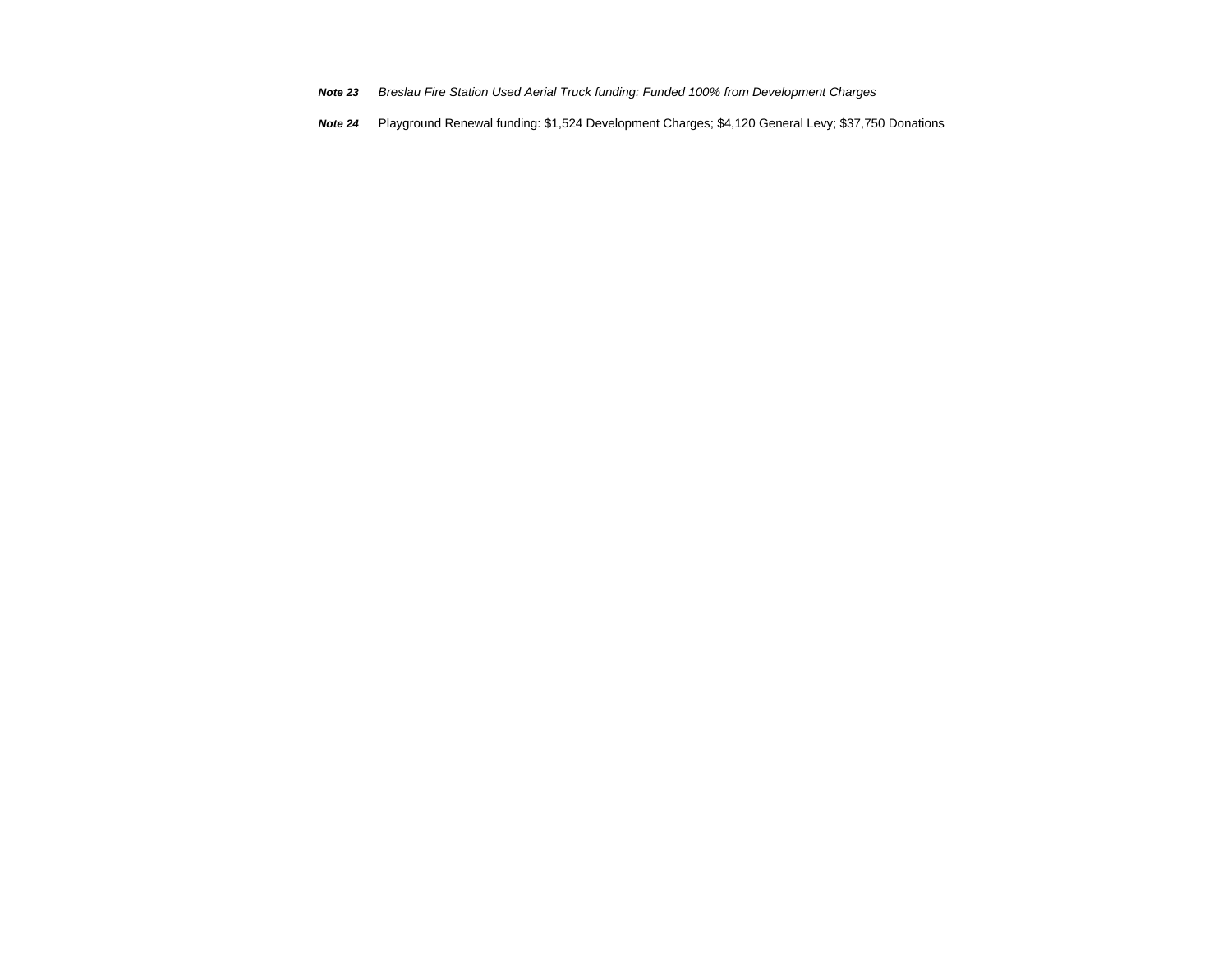***Note 23*** *Breslau Fire Station Used Aerial Truck funding: Funded 100% from Development Charges*

***Note 24*** Playground Renewal funding: $1,524 Development Charges; $4,120 General Levy; $37,750 Donations